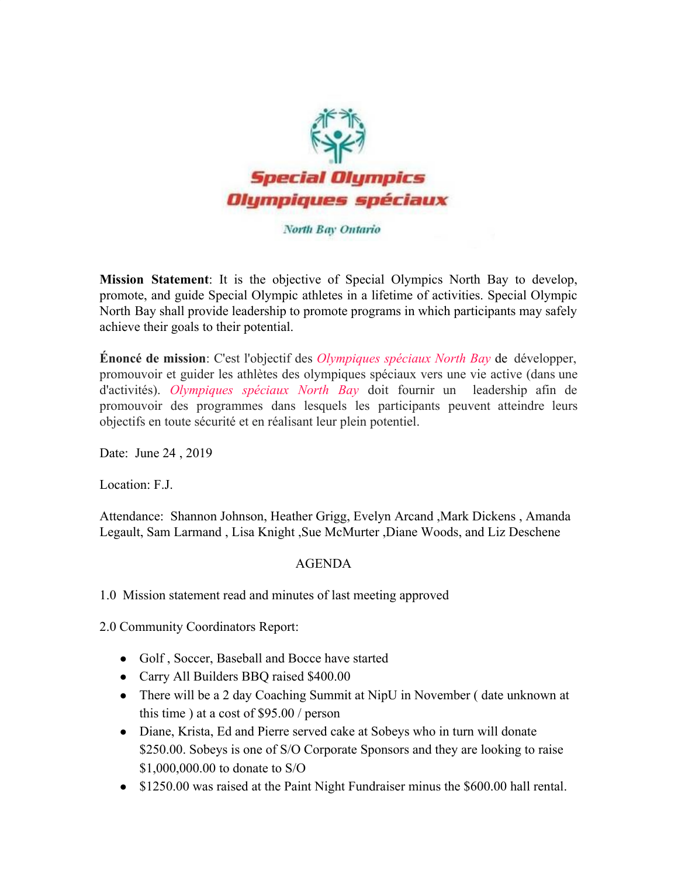Special Olympics
Olympiques spéciaux

North Bay Ontario

**Mission Statement**: It is the objective of Special Olympics North Bay to develop, promote, and guide Special Olympic athletes in a lifetime of activities. Special Olympic North Bay shall provide leadership to promote programs in which participants may safely achieve their goals to their potential.

**Énoncé de mission**: C'est l'objectif des *Olympiques spéciaux North Bay* de développer, promouvoir et guider les athlètes des olympiques spéciaux vers une vie active (dans une d'activités). *Olympiques spéciaux North Bay* doit fournir un leadership afin de promouvoir des programmes dans lesquels les participants peuvent atteindre leurs objectifs en toute sécurité et en réalisant leur plein potentiel.

Date: June 24 , 2019

Location: F.J.

Attendance: Shannon Johnson, Heather Grigg, Evelyn Arcand ,Mark Dickens , Amanda Legault, Sam Larmand , Lisa Knight ,Sue McMurter ,Diane Woods, and Liz Deschene

AGENDA

1.0 Mission statement read and minutes of last meeting approved

2.0 Community Coordinators Report:

- Golf , Soccer, Baseball and Bocce have started
- Carry All Builders BBQ raised $400.00
- There will be a 2 day Coaching Summit at NipU in November ( date unknown at this time ) at a cost of $95.00 / person
- Diane, Krista, Ed and Pierre served cake at Sobeys who in turn will donate $250.00. Sobeys is one of S/O Corporate Sponsors and they are looking to raise $1,000,000.00 to donate to S/O
- $1250.00 was raised at the Paint Night Fundraiser minus the $600.00 hall rental.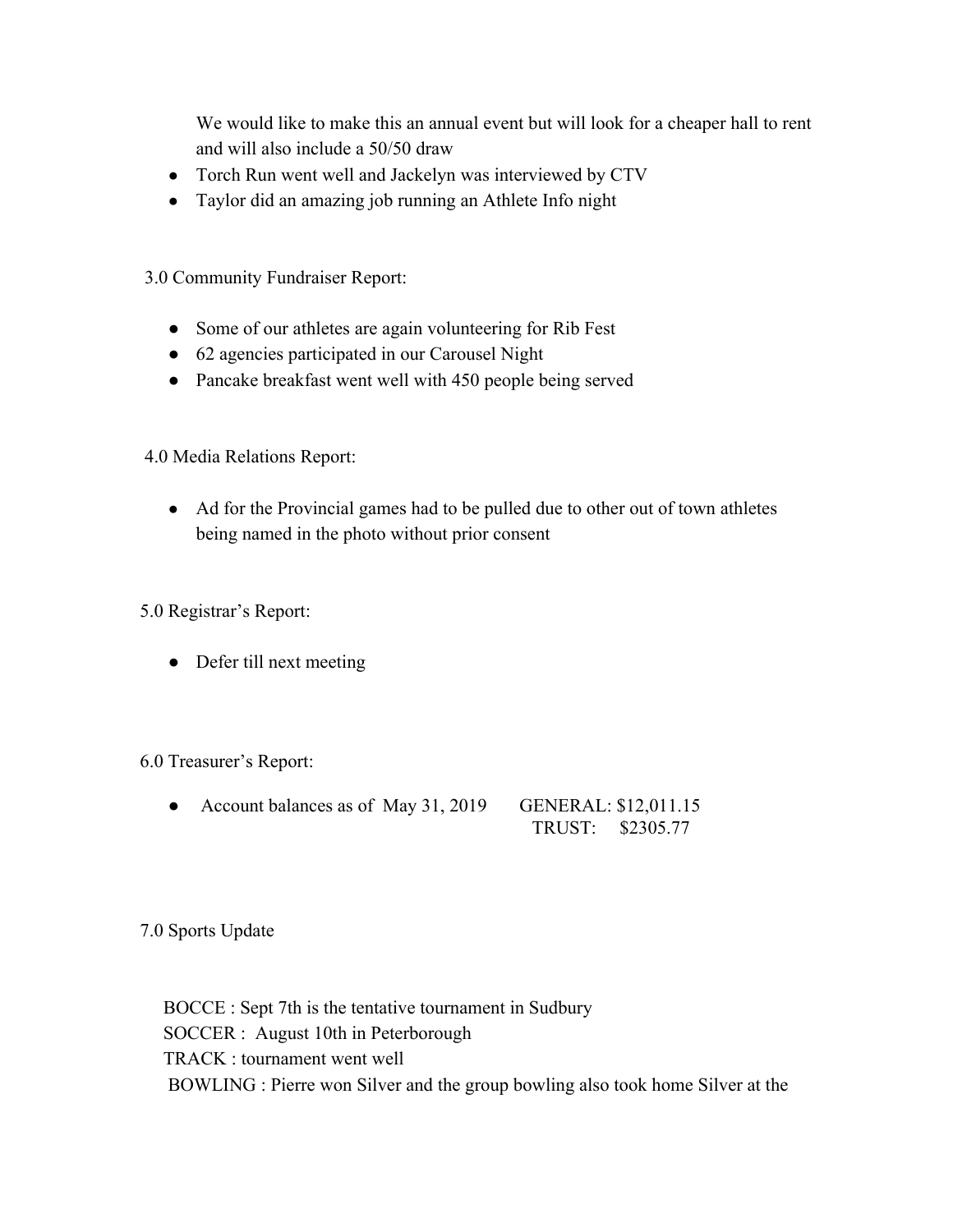We would like to make this an annual event but will look for a cheaper hall to rent and will also include a 50/50 draw

- Torch Run went well and Jackelyn was interviewed by CTV
- Taylor did an amazing job running an Athlete Info night

3.0 Community Fundraiser Report:

- Some of our athletes are again volunteering for Rib Fest
- 62 agencies participated in our Carousel Night
- Pancake breakfast went well with 450 people being served

4.0 Media Relations Report:

- Ad for the Provincial games had to be pulled due to other out of town athletes being named in the photo without prior consent

5.0 Registrar's Report:

- Defer till next meeting

6.0 Treasurer's Report:

- Account balances as of May 31, 2019 GENERAL: $12,011.15
  TRUST: $2305.77

7.0 Sports Update

BOCCE : Sept 7th is the tentative tournament in Sudbury
SOCCER : August 10th in Peterborough
TRACK : tournament went well
BOWLING : Pierre won Silver and the group bowling also took home Silver at the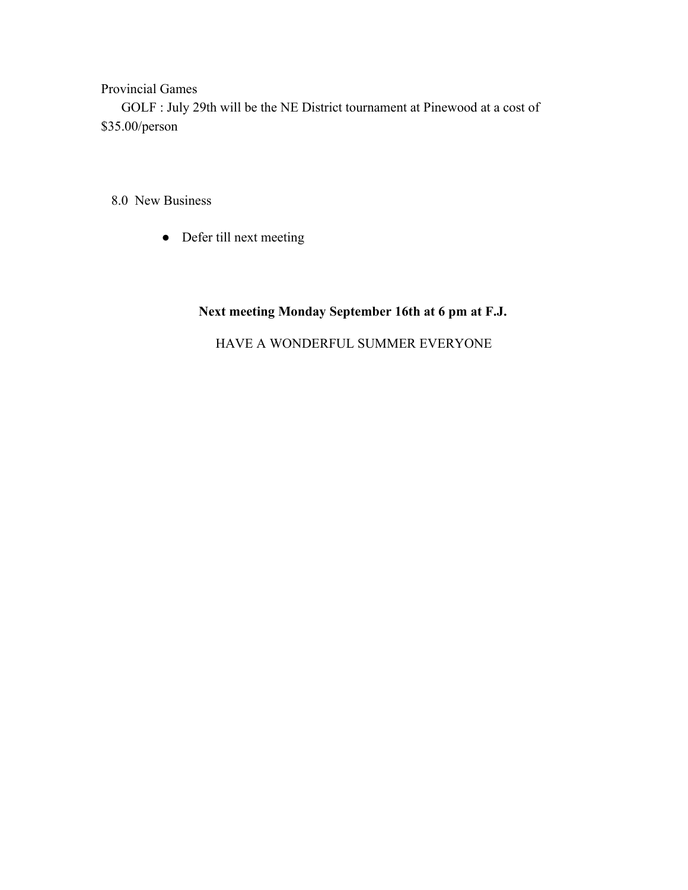Provincial Games

GOLF : July 29th will be the NE District tournament at Pinewood at a cost of $35.00/person

8.0 New Business

- Defer till next meeting

**Next meeting Monday September 16th at 6 pm at F.J.**

HAVE A WONDERFUL SUMMER EVERYONE